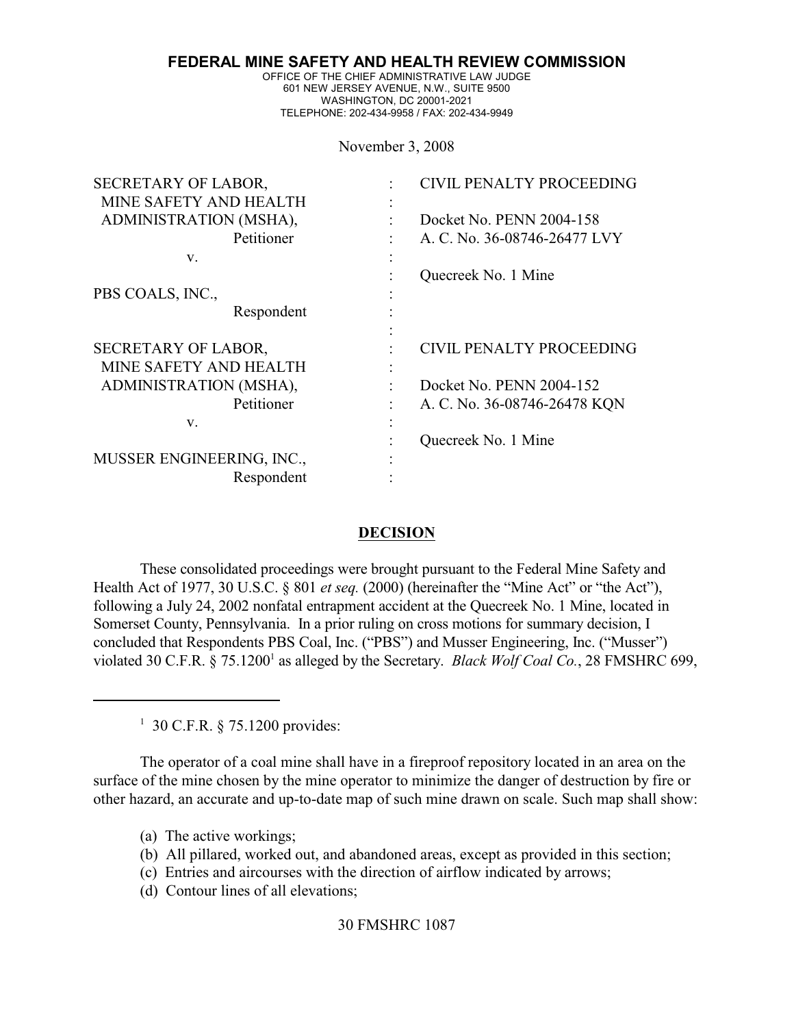**FEDERAL MINE SAFETY AND HEALTH REVIEW COMMISSION**

OFFICE OF THE CHIEF ADMINISTRATIVE LAW JUDGE
601 NEW JERSEY AVENUE, N.W., SUITE 9500
WASHINGTON, DC 20001-2021
TELEPHONE: 202-434-9958 / FAX: 202-434-9949

November 3, 2008

| | | |
|---|---|---|
| SECRETARY OF LABOR, MINE SAFETY AND HEALTH ADMINISTRATION (MSHA), Petitioner | : | CIVIL PENALTY PROCEEDING |
| | : | Docket No. PENN 2004-158 |
| v. | : | A. C. No. 36-08746-26477 LVY |
| | : | Quecreek No. 1 Mine |
| PBS COALS, INC., Respondent | : | |
| SECRETARY OF LABOR, MINE SAFETY AND HEALTH ADMINISTRATION (MSHA), Petitioner | : | CIVIL PENALTY PROCEEDING |
| | : | Docket No. PENN 2004-152 |
| v. | : | A. C. No. 36-08746-26478 KQN |
| | : | Quecreek No. 1 Mine |
| MUSSER ENGINEERING, INC., Respondent | : | |

## DECISION

These consolidated proceedings were brought pursuant to the Federal Mine Safety and Health Act of 1977, 30 U.S.C. § 801 *et seq.* (2000) (hereinafter the "Mine Act" or "the Act"), following a July 24, 2002 nonfatal entrapment accident at the Quecreek No. 1 Mine, located in Somerset County, Pennsylvania. In a prior ruling on cross motions for summary decision, I concluded that Respondents PBS Coal, Inc. ("PBS") and Musser Engineering, Inc. ("Musser") violated 30 C.F.R. § 75.1200[1] as alleged by the Secretary. *Black Wolf Coal Co.*, 28 FMSHRC 699,

---

[1] 30 C.F.R. § 75.1200 provides:

The operator of a coal mine shall have in a fireproof repository located in an area on the surface of the mine chosen by the mine operator to minimize the danger of destruction by fire or other hazard, an accurate and up-to-date map of such mine drawn on scale. Such map shall show:

(a) The active workings;
(b) All pillared, worked out, and abandoned areas, except as provided in this section;
(c) Entries and aircourses with the direction of airflow indicated by arrows;
(d) Contour lines of all elevations;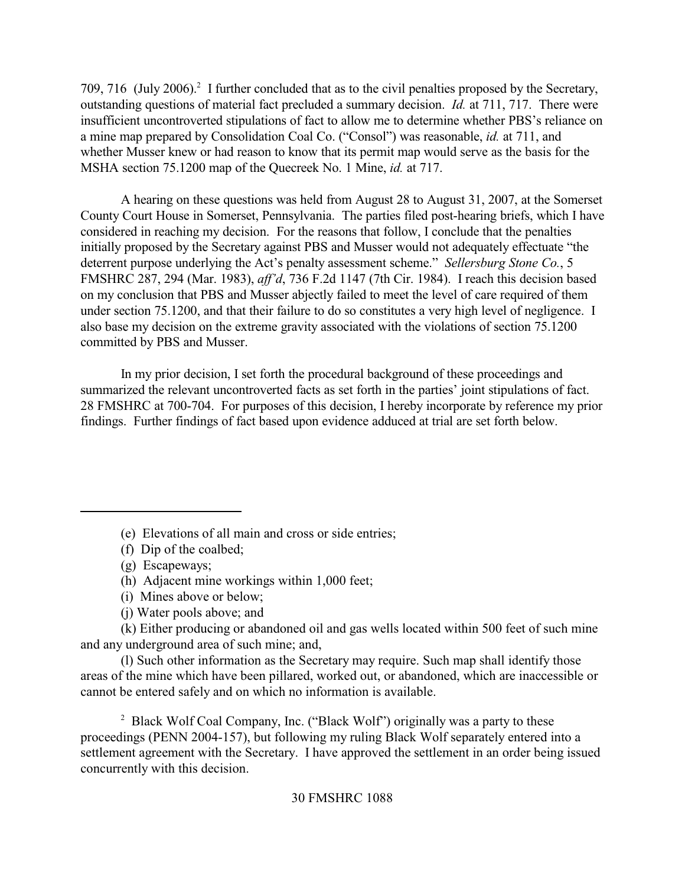709, 716 (July 2006).[2] I further concluded that as to the civil penalties proposed by the Secretary, outstanding questions of material fact precluded a summary decision. *Id.* at 711, 717. There were insufficient uncontroverted stipulations of fact to allow me to determine whether PBS's reliance on a mine map prepared by Consolidation Coal Co. ("Consol") was reasonable, *id.* at 711, and whether Musser knew or had reason to know that its permit map would serve as the basis for the MSHA section 75.1200 map of the Quecreek No. 1 Mine, *id.* at 717.

A hearing on these questions was held from August 28 to August 31, 2007, at the Somerset County Court House in Somerset, Pennsylvania. The parties filed post-hearing briefs, which I have considered in reaching my decision. For the reasons that follow, I conclude that the penalties initially proposed by the Secretary against PBS and Musser would not adequately effectuate "the deterrent purpose underlying the Act's penalty assessment scheme." *Sellersburg Stone Co.*, 5 FMSHRC 287, 294 (Mar. 1983), *aff'd*, 736 F.2d 1147 (7th Cir. 1984). I reach this decision based on my conclusion that PBS and Musser abjectly failed to meet the level of care required of them under section 75.1200, and that their failure to do so constitutes a very high level of negligence. I also base my decision on the extreme gravity associated with the violations of section 75.1200 committed by PBS and Musser.

In my prior decision, I set forth the procedural background of these proceedings and summarized the relevant uncontroverted facts as set forth in the parties' joint stipulations of fact. 28 FMSHRC at 700-704. For purposes of this decision, I hereby incorporate by reference my prior findings. Further findings of fact based upon evidence adduced at trial are set forth below.

---

(e) Elevations of all main and cross or side entries;

(f) Dip of the coalbed;

(g) Escapeways;

(h) Adjacent mine workings within 1,000 feet;

(i) Mines above or below;

(j) Water pools above; and

(k) Either producing or abandoned oil and gas wells located within 500 feet of such mine and any underground area of such mine; and,

(l) Such other information as the Secretary may require. Such map shall identify those areas of the mine which have been pillared, worked out, or abandoned, which are inaccessible or cannot be entered safely and on which no information is available.

[2] Black Wolf Coal Company, Inc. ("Black Wolf") originally was a party to these proceedings (PENN 2004-157), but following my ruling Black Wolf separately entered into a settlement agreement with the Secretary. I have approved the settlement in an order being issued concurrently with this decision.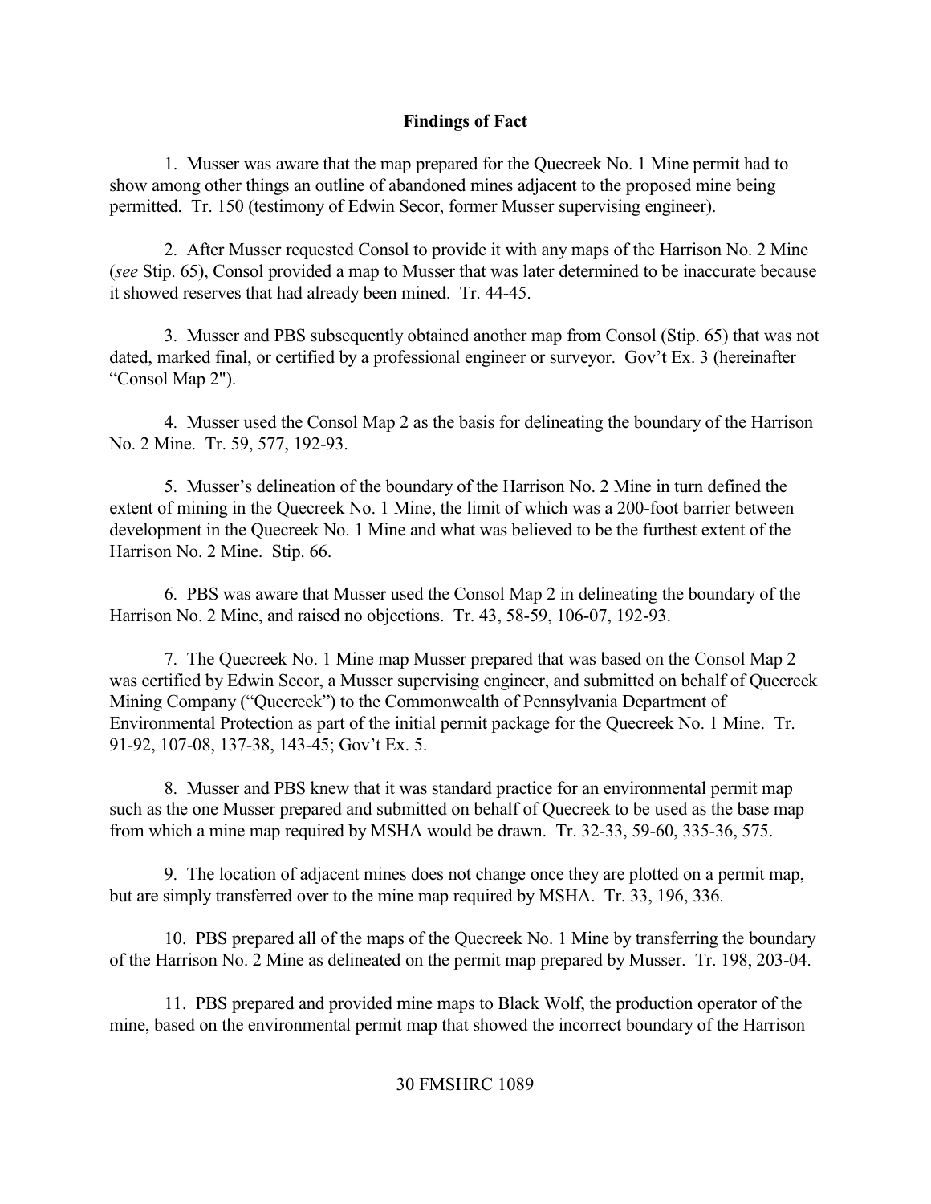**Findings of Fact**

1. Musser was aware that the map prepared for the Quecreek No. 1 Mine permit had to show among other things an outline of abandoned mines adjacent to the proposed mine being permitted. Tr. 150 (testimony of Edwin Secor, former Musser supervising engineer).

2. After Musser requested Consol to provide it with any maps of the Harrison No. 2 Mine (*see* Stip. 65), Consol provided a map to Musser that was later determined to be inaccurate because it showed reserves that had already been mined. Tr. 44-45.

3. Musser and PBS subsequently obtained another map from Consol (Stip. 65) that was not dated, marked final, or certified by a professional engineer or surveyor. Gov't Ex. 3 (hereinafter "Consol Map 2").

4. Musser used the Consol Map 2 as the basis for delineating the boundary of the Harrison No. 2 Mine. Tr. 59, 577, 192-93.

5. Musser's delineation of the boundary of the Harrison No. 2 Mine in turn defined the extent of mining in the Quecreek No. 1 Mine, the limit of which was a 200-foot barrier between development in the Quecreek No. 1 Mine and what was believed to be the furthest extent of the Harrison No. 2 Mine. Stip. 66.

6. PBS was aware that Musser used the Consol Map 2 in delineating the boundary of the Harrison No. 2 Mine, and raised no objections. Tr. 43, 58-59, 106-07, 192-93.

7. The Quecreek No. 1 Mine map Musser prepared that was based on the Consol Map 2 was certified by Edwin Secor, a Musser supervising engineer, and submitted on behalf of Quecreek Mining Company ("Quecreek") to the Commonwealth of Pennsylvania Department of Environmental Protection as part of the initial permit package for the Quecreek No. 1 Mine. Tr. 91-92, 107-08, 137-38, 143-45; Gov't Ex. 5.

8. Musser and PBS knew that it was standard practice for an environmental permit map such as the one Musser prepared and submitted on behalf of Quecreek to be used as the base map from which a mine map required by MSHA would be drawn. Tr. 32-33, 59-60, 335-36, 575.

9. The location of adjacent mines does not change once they are plotted on a permit map, but are simply transferred over to the mine map required by MSHA. Tr. 33, 196, 336.

10. PBS prepared all of the maps of the Quecreek No. 1 Mine by transferring the boundary of the Harrison No. 2 Mine as delineated on the permit map prepared by Musser. Tr. 198, 203-04.

11. PBS prepared and provided mine maps to Black Wolf, the production operator of the mine, based on the environmental permit map that showed the incorrect boundary of the Harrison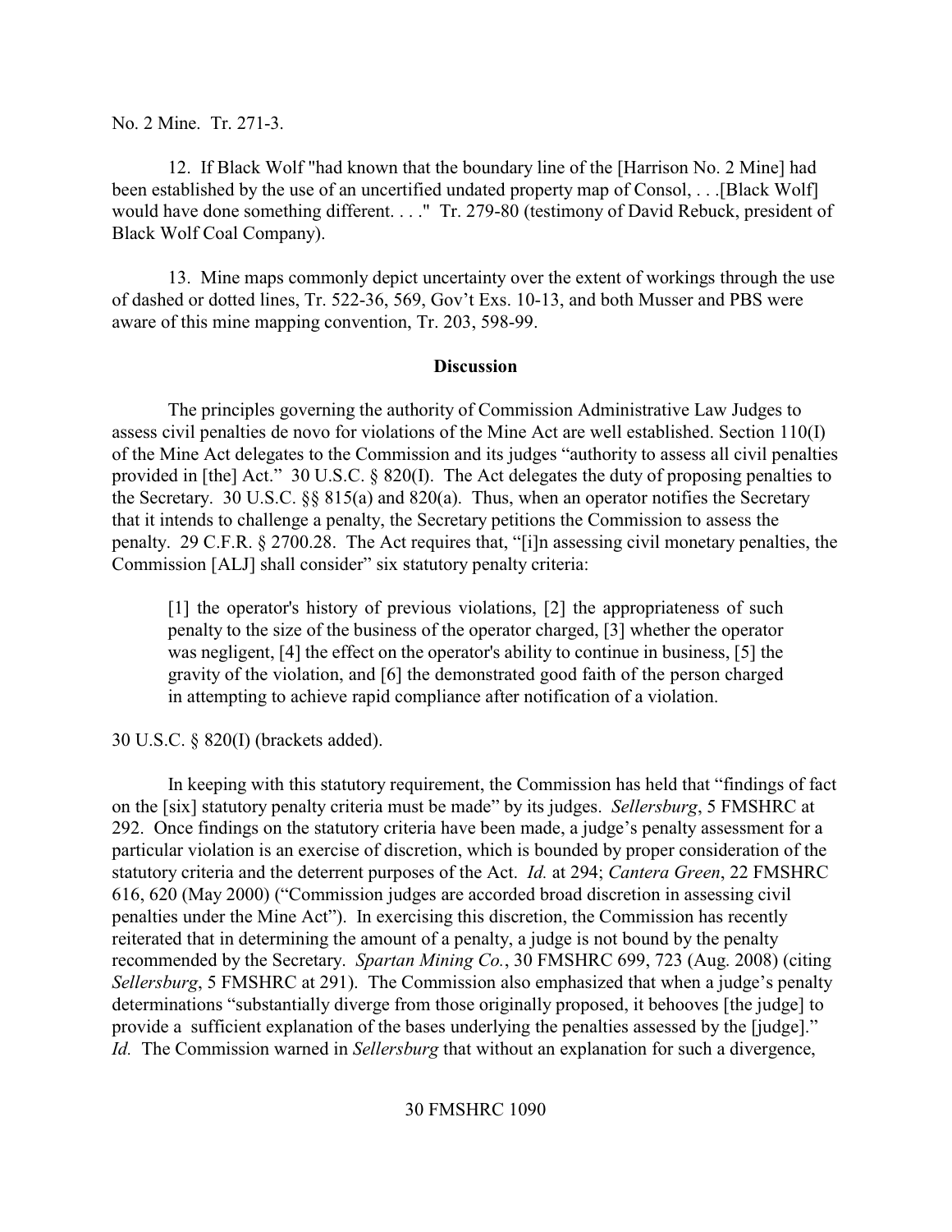No. 2 Mine. Tr. 271-3.

12. If Black Wolf "had known that the boundary line of the [Harrison No. 2 Mine] had been established by the use of an uncertified undated property map of Consol, . . .[Black Wolf] would have done something different. . . ." Tr. 279-80 (testimony of David Rebuck, president of Black Wolf Coal Company).

13. Mine maps commonly depict uncertainty over the extent of workings through the use of dashed or dotted lines, Tr. 522-36, 569, Gov't Exs. 10-13, and both Musser and PBS were aware of this mine mapping convention, Tr. 203, 598-99.

**Discussion**

The principles governing the authority of Commission Administrative Law Judges to assess civil penalties de novo for violations of the Mine Act are well established. Section 110(I) of the Mine Act delegates to the Commission and its judges "authority to assess all civil penalties provided in [the] Act." 30 U.S.C. § 820(I). The Act delegates the duty of proposing penalties to the Secretary. 30 U.S.C. §§ 815(a) and 820(a). Thus, when an operator notifies the Secretary that it intends to challenge a penalty, the Secretary petitions the Commission to assess the penalty. 29 C.F.R. § 2700.28. The Act requires that, "[i]n assessing civil monetary penalties, the Commission [ALJ] shall consider" six statutory penalty criteria:

> [1] the operator's history of previous violations, [2] the appropriateness of such penalty to the size of the business of the operator charged, [3] whether the operator was negligent, [4] the effect on the operator's ability to continue in business, [5] the gravity of the violation, and [6] the demonstrated good faith of the person charged in attempting to achieve rapid compliance after notification of a violation.

30 U.S.C. § 820(I) (brackets added).

In keeping with this statutory requirement, the Commission has held that "findings of fact on the [six] statutory penalty criteria must be made" by its judges. *Sellersburg*, 5 FMSHRC at 292. Once findings on the statutory criteria have been made, a judge's penalty assessment for a particular violation is an exercise of discretion, which is bounded by proper consideration of the statutory criteria and the deterrent purposes of the Act. *Id.* at 294; *Cantera Green*, 22 FMSHRC 616, 620 (May 2000) ("Commission judges are accorded broad discretion in assessing civil penalties under the Mine Act"). In exercising this discretion, the Commission has recently reiterated that in determining the amount of a penalty, a judge is not bound by the penalty recommended by the Secretary. *Spartan Mining Co.*, 30 FMSHRC 699, 723 (Aug. 2008) (citing *Sellersburg*, 5 FMSHRC at 291). The Commission also emphasized that when a judge's penalty determinations "substantially diverge from those originally proposed, it behooves [the judge] to provide a sufficient explanation of the bases underlying the penalties assessed by the [judge]." *Id.* The Commission warned in *Sellersburg* that without an explanation for such a divergence,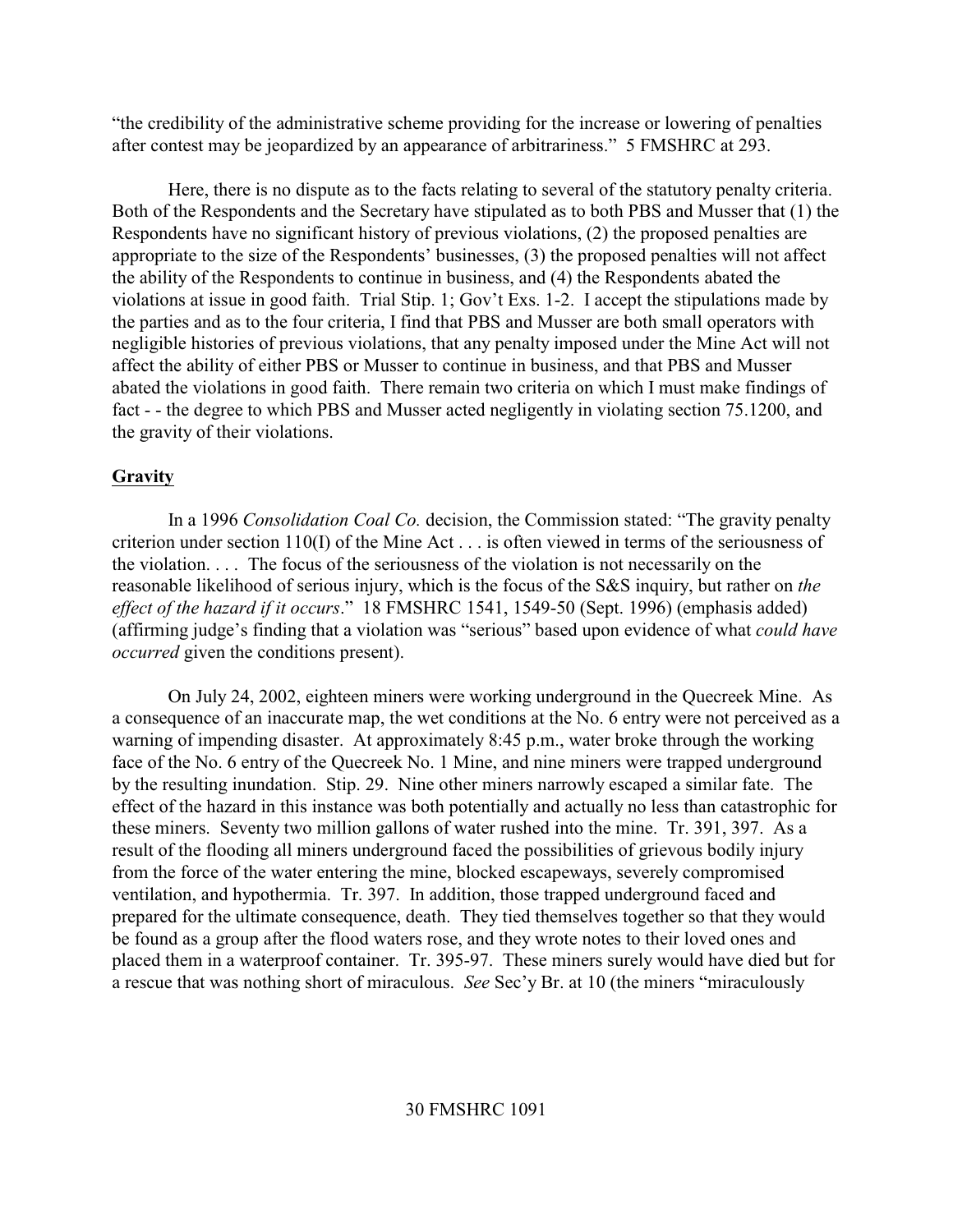"the credibility of the administrative scheme providing for the increase or lowering of penalties after contest may be jeopardized by an appearance of arbitrariness." 5 FMSHRC at 293.

Here, there is no dispute as to the facts relating to several of the statutory penalty criteria. Both of the Respondents and the Secretary have stipulated as to both PBS and Musser that (1) the Respondents have no significant history of previous violations, (2) the proposed penalties are appropriate to the size of the Respondents' businesses, (3) the proposed penalties will not affect the ability of the Respondents to continue in business, and (4) the Respondents abated the violations at issue in good faith. Trial Stip. 1; Gov't Exs. 1-2. I accept the stipulations made by the parties and as to the four criteria, I find that PBS and Musser are both small operators with negligible histories of previous violations, that any penalty imposed under the Mine Act will not affect the ability of either PBS or Musser to continue in business, and that PBS and Musser abated the violations in good faith. There remain two criteria on which I must make findings of fact - - the degree to which PBS and Musser acted negligently in violating section 75.1200, and the gravity of their violations.

**Gravity**

In a 1996 *Consolidation Coal Co.* decision, the Commission stated: "The gravity penalty criterion under section 110(I) of the Mine Act . . . is often viewed in terms of the seriousness of the violation. . . . The focus of the seriousness of the violation is not necessarily on the reasonable likelihood of serious injury, which is the focus of the S&S inquiry, but rather on *the effect of the hazard if it occurs*." 18 FMSHRC 1541, 1549-50 (Sept. 1996) (emphasis added) (affirming judge's finding that a violation was "serious" based upon evidence of what *could have occurred* given the conditions present).

On July 24, 2002, eighteen miners were working underground in the Quecreek Mine. As a consequence of an inaccurate map, the wet conditions at the No. 6 entry were not perceived as a warning of impending disaster. At approximately 8:45 p.m., water broke through the working face of the No. 6 entry of the Quecreek No. 1 Mine, and nine miners were trapped underground by the resulting inundation. Stip. 29. Nine other miners narrowly escaped a similar fate. The effect of the hazard in this instance was both potentially and actually no less than catastrophic for these miners. Seventy two million gallons of water rushed into the mine. Tr. 391, 397. As a result of the flooding all miners underground faced the possibilities of grievous bodily injury from the force of the water entering the mine, blocked escapeways, severely compromised ventilation, and hypothermia. Tr. 397. In addition, those trapped underground faced and prepared for the ultimate consequence, death. They tied themselves together so that they would be found as a group after the flood waters rose, and they wrote notes to their loved ones and placed them in a waterproof container. Tr. 395-97. These miners surely would have died but for a rescue that was nothing short of miraculous. *See* Sec'y Br. at 10 (the miners "miraculously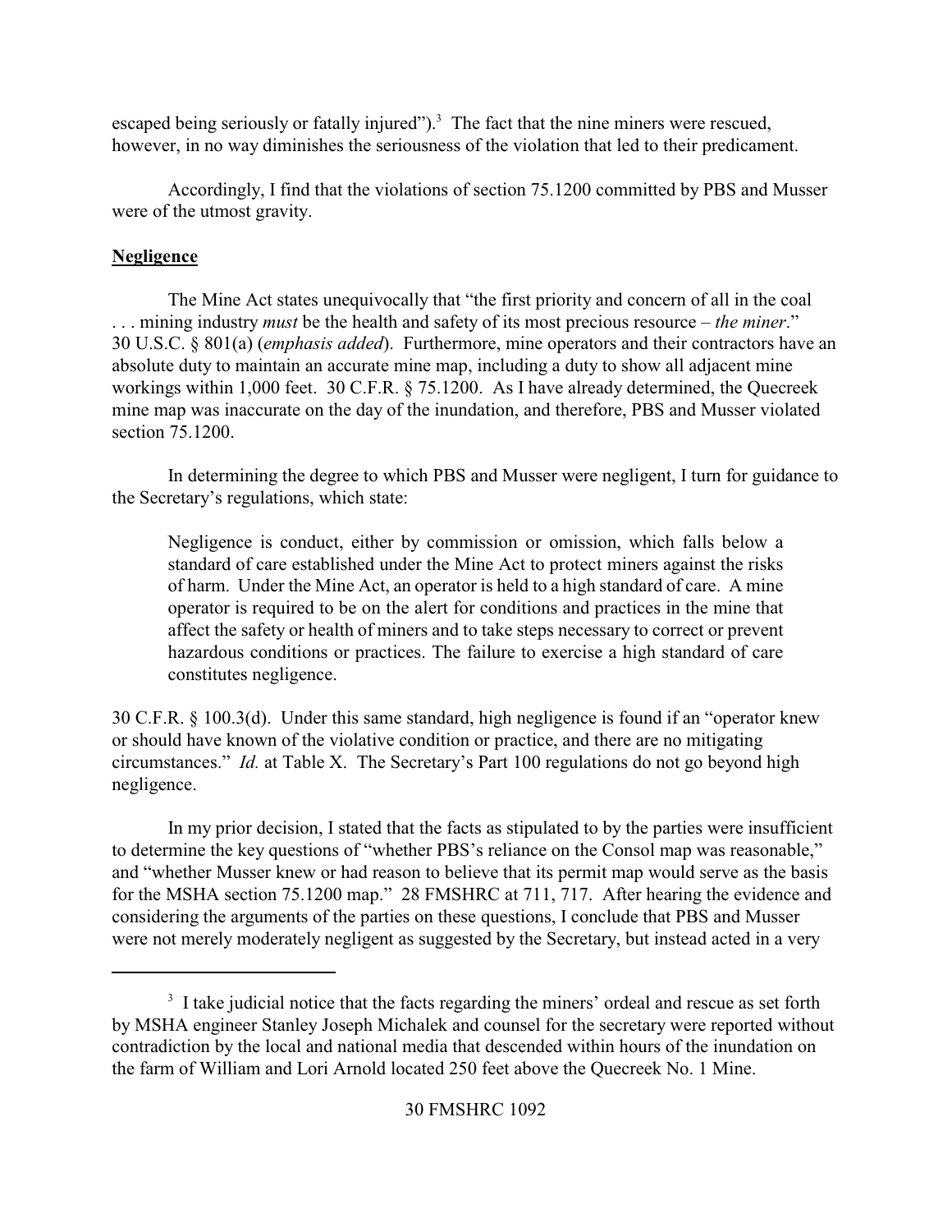escaped being seriously or fatally injured").[3] The fact that the nine miners were rescued, however, in no way diminishes the seriousness of the violation that led to their predicament.

Accordingly, I find that the violations of section 75.1200 committed by PBS and Musser were of the utmost gravity.

**Negligence**

The Mine Act states unequivocally that "the first priority and concern of all in the coal . . . mining industry *must* be the health and safety of its most precious resource – *the miner*." 30 U.S.C. § 801(a) (*emphasis added*). Furthermore, mine operators and their contractors have an absolute duty to maintain an accurate mine map, including a duty to show all adjacent mine workings within 1,000 feet. 30 C.F.R. § 75.1200. As I have already determined, the Quecreek mine map was inaccurate on the day of the inundation, and therefore, PBS and Musser violated section 75.1200.

In determining the degree to which PBS and Musser were negligent, I turn for guidance to the Secretary's regulations, which state:

> Negligence is conduct, either by commission or omission, which falls below a standard of care established under the Mine Act to protect miners against the risks of harm. Under the Mine Act, an operator is held to a high standard of care. A mine operator is required to be on the alert for conditions and practices in the mine that affect the safety or health of miners and to take steps necessary to correct or prevent hazardous conditions or practices. The failure to exercise a high standard of care constitutes negligence.

30 C.F.R. § 100.3(d). Under this same standard, high negligence is found if an "operator knew or should have known of the violative condition or practice, and there are no mitigating circumstances." *Id.* at Table X. The Secretary's Part 100 regulations do not go beyond high negligence.

In my prior decision, I stated that the facts as stipulated to by the parties were insufficient to determine the key questions of "whether PBS's reliance on the Consol map was reasonable," and "whether Musser knew or had reason to believe that its permit map would serve as the basis for the MSHA section 75.1200 map." 28 FMSHRC at 711, 717. After hearing the evidence and considering the arguments of the parties on these questions, I conclude that PBS and Musser were not merely moderately negligent as suggested by the Secretary, but instead acted in a very

---

[3] I take judicial notice that the facts regarding the miners' ordeal and rescue as set forth by MSHA engineer Stanley Joseph Michalek and counsel for the secretary were reported without contradiction by the local and national media that descended within hours of the inundation on the farm of William and Lori Arnold located 250 feet above the Quecreek No. 1 Mine.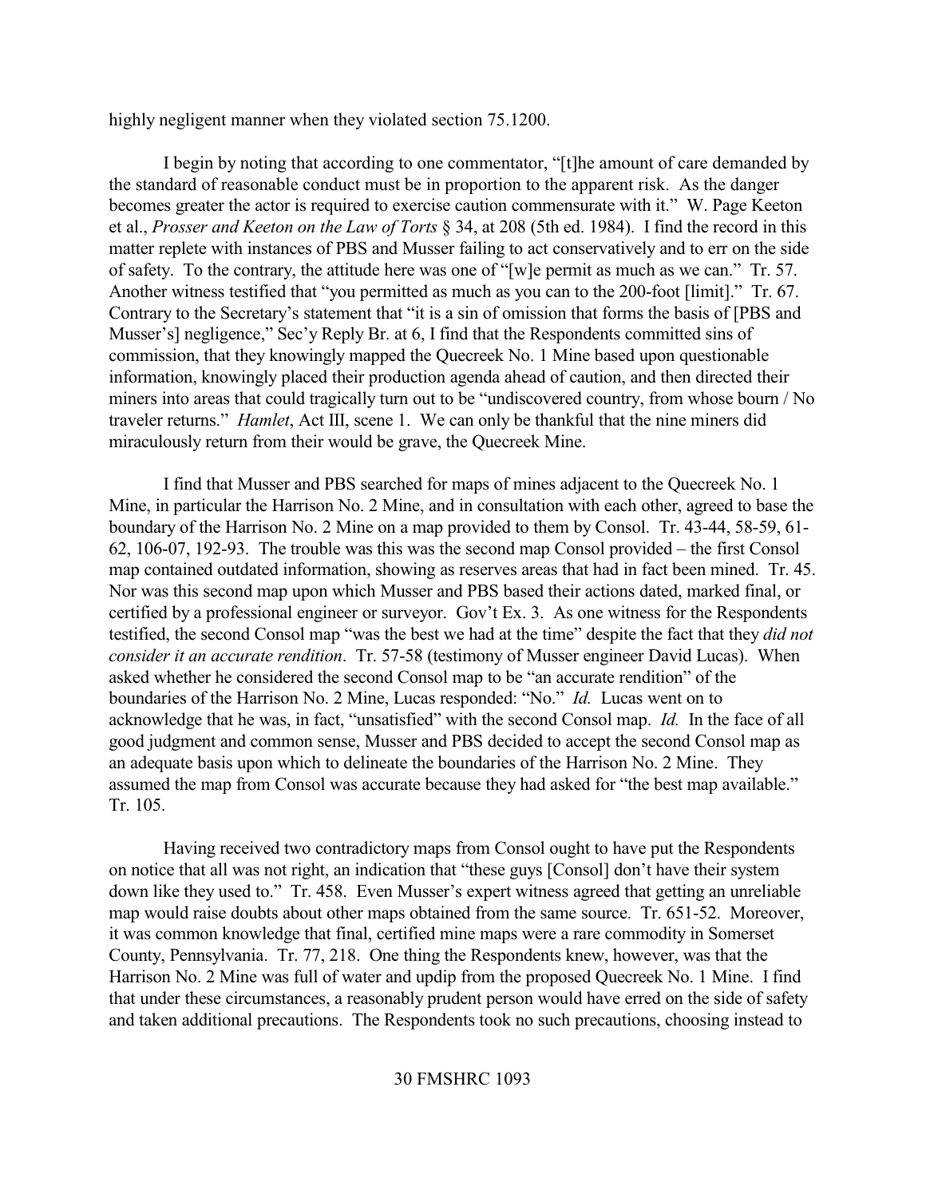highly negligent manner when they violated section 75.1200.

I begin by noting that according to one commentator, "[t]he amount of care demanded by the standard of reasonable conduct must be in proportion to the apparent risk. As the danger becomes greater the actor is required to exercise caution commensurate with it." W. Page Keeton et al., *Prosser and Keeton on the Law of Torts* § 34, at 208 (5th ed. 1984). I find the record in this matter replete with instances of PBS and Musser failing to act conservatively and to err on the side of safety. To the contrary, the attitude here was one of "[w]e permit as much as we can." Tr. 57. Another witness testified that "you permitted as much as you can to the 200-foot [limit]." Tr. 67. Contrary to the Secretary's statement that "it is a sin of omission that forms the basis of [PBS and Musser's] negligence," Sec'y Reply Br. at 6, I find that the Respondents committed sins of commission, that they knowingly mapped the Quecreek No. 1 Mine based upon questionable information, knowingly placed their production agenda ahead of caution, and then directed their miners into areas that could tragically turn out to be "undiscovered country, from whose bourn / No traveler returns." *Hamlet*, Act III, scene 1. We can only be thankful that the nine miners did miraculously return from their would be grave, the Quecreek Mine.

I find that Musser and PBS searched for maps of mines adjacent to the Quecreek No. 1 Mine, in particular the Harrison No. 2 Mine, and in consultation with each other, agreed to base the boundary of the Harrison No. 2 Mine on a map provided to them by Consol. Tr. 43-44, 58-59, 61-62, 106-07, 192-93. The trouble was this was the second map Consol provided – the first Consol map contained outdated information, showing as reserves areas that had in fact been mined. Tr. 45. Nor was this second map upon which Musser and PBS based their actions dated, marked final, or certified by a professional engineer or surveyor. Gov't Ex. 3. As one witness for the Respondents testified, the second Consol map "was the best we had at the time" despite the fact that they *did not consider it an accurate rendition*. Tr. 57-58 (testimony of Musser engineer David Lucas). When asked whether he considered the second Consol map to be "an accurate rendition" of the boundaries of the Harrison No. 2 Mine, Lucas responded: "No." *Id.* Lucas went on to acknowledge that he was, in fact, "unsatisfied" with the second Consol map. *Id.* In the face of all good judgment and common sense, Musser and PBS decided to accept the second Consol map as an adequate basis upon which to delineate the boundaries of the Harrison No. 2 Mine. They assumed the map from Consol was accurate because they had asked for "the best map available." Tr. 105.

Having received two contradictory maps from Consol ought to have put the Respondents on notice that all was not right, an indication that "these guys [Consol] don't have their system down like they used to." Tr. 458. Even Musser's expert witness agreed that getting an unreliable map would raise doubts about other maps obtained from the same source. Tr. 651-52. Moreover, it was common knowledge that final, certified mine maps were a rare commodity in Somerset County, Pennsylvania. Tr. 77, 218. One thing the Respondents knew, however, was that the Harrison No. 2 Mine was full of water and updip from the proposed Quecreek No. 1 Mine. I find that under these circumstances, a reasonably prudent person would have erred on the side of safety and taken additional precautions. The Respondents took no such precautions, choosing instead to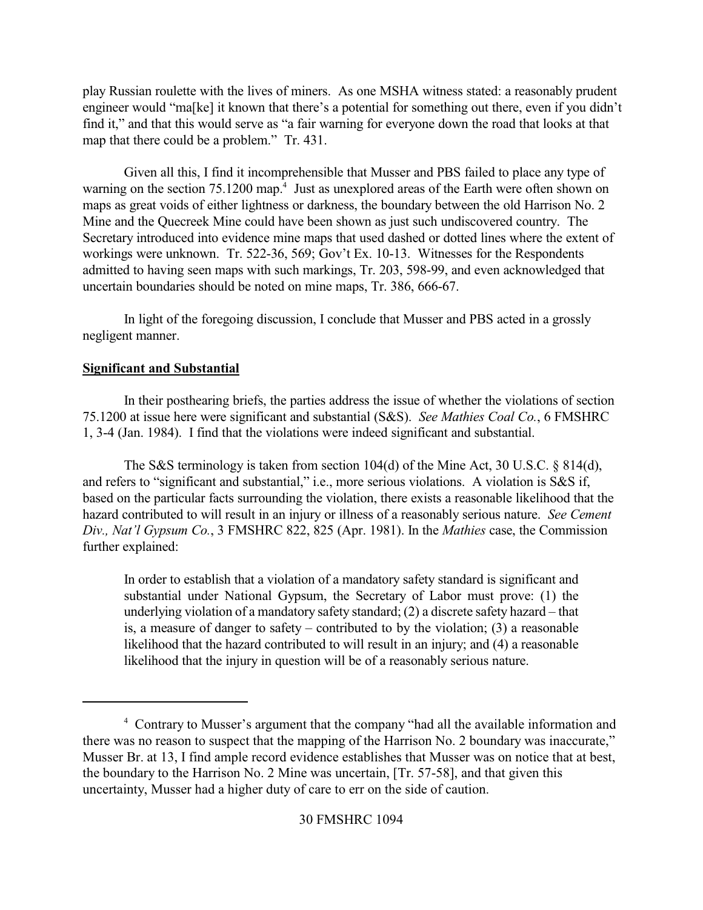play Russian roulette with the lives of miners. As one MSHA witness stated: a reasonably prudent engineer would "ma[ke] it known that there's a potential for something out there, even if you didn't find it," and that this would serve as "a fair warning for everyone down the road that looks at that map that there could be a problem." Tr. 431.

Given all this, I find it incomprehensible that Musser and PBS failed to place any type of warning on the section 75.1200 map.[4] Just as unexplored areas of the Earth were often shown on maps as great voids of either lightness or darkness, the boundary between the old Harrison No. 2 Mine and the Quecreek Mine could have been shown as just such undiscovered country. The Secretary introduced into evidence mine maps that used dashed or dotted lines where the extent of workings were unknown. Tr. 522-36, 569; Gov't Ex. 10-13. Witnesses for the Respondents admitted to having seen maps with such markings, Tr. 203, 598-99, and even acknowledged that uncertain boundaries should be noted on mine maps, Tr. 386, 666-67.

In light of the foregoing discussion, I conclude that Musser and PBS acted in a grossly negligent manner.

**Significant and Substantial**

In their posthearing briefs, the parties address the issue of whether the violations of section 75.1200 at issue here were significant and substantial (S&S). *See Mathies Coal Co.*, 6 FMSHRC 1, 3-4 (Jan. 1984). I find that the violations were indeed significant and substantial.

The S&S terminology is taken from section 104(d) of the Mine Act, 30 U.S.C. § 814(d), and refers to "significant and substantial," i.e., more serious violations. A violation is S&S if, based on the particular facts surrounding the violation, there exists a reasonable likelihood that the hazard contributed to will result in an injury or illness of a reasonably serious nature. *See Cement Div., Nat'l Gypsum Co.*, 3 FMSHRC 822, 825 (Apr. 1981). In the *Mathies* case, the Commission further explained:

> In order to establish that a violation of a mandatory safety standard is significant and substantial under National Gypsum, the Secretary of Labor must prove: (1) the underlying violation of a mandatory safety standard; (2) a discrete safety hazard – that is, a measure of danger to safety – contributed to by the violation; (3) a reasonable likelihood that the hazard contributed to will result in an injury; and (4) a reasonable likelihood that the injury in question will be of a reasonably serious nature.

---

[4] Contrary to Musser's argument that the company "had all the available information and there was no reason to suspect that the mapping of the Harrison No. 2 boundary was inaccurate," Musser Br. at 13, I find ample record evidence establishes that Musser was on notice that at best, the boundary to the Harrison No. 2 Mine was uncertain, [Tr. 57-58], and that given this uncertainty, Musser had a higher duty of care to err on the side of caution.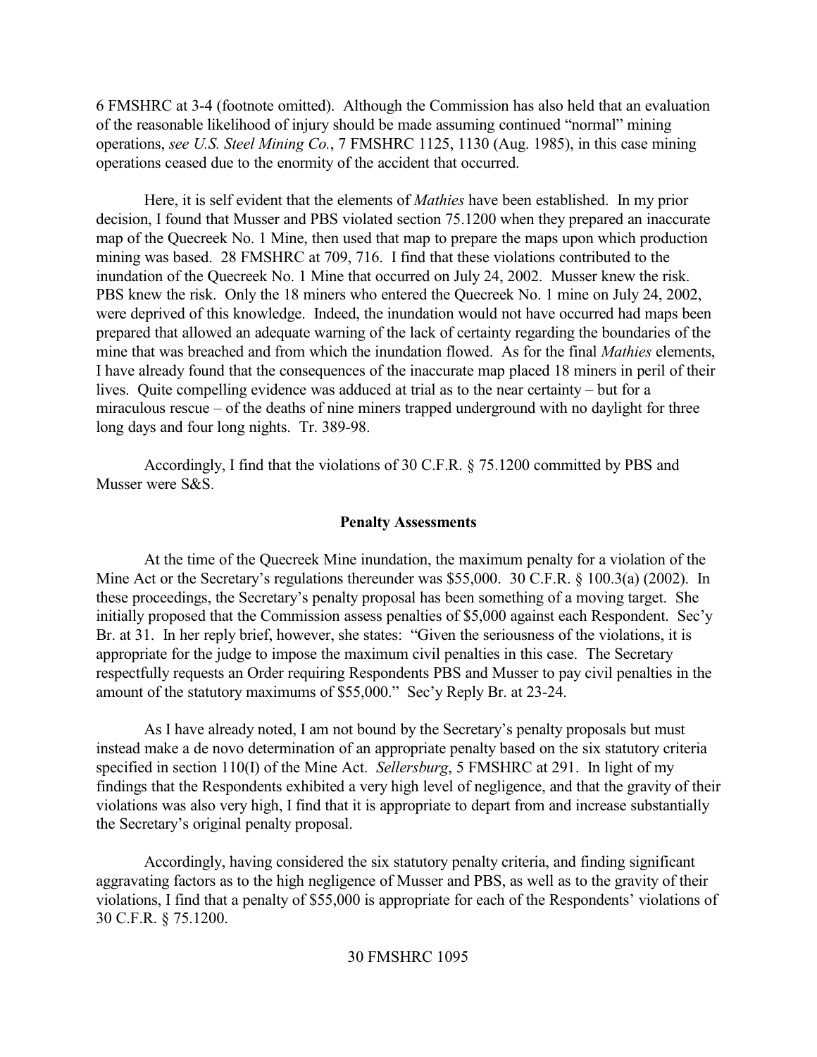6 FMSHRC at 3-4 (footnote omitted). Although the Commission has also held that an evaluation of the reasonable likelihood of injury should be made assuming continued "normal" mining operations, *see U.S. Steel Mining Co.*, 7 FMSHRC 1125, 1130 (Aug. 1985), in this case mining operations ceased due to the enormity of the accident that occurred.

Here, it is self evident that the elements of *Mathies* have been established. In my prior decision, I found that Musser and PBS violated section 75.1200 when they prepared an inaccurate map of the Quecreek No. 1 Mine, then used that map to prepare the maps upon which production mining was based. 28 FMSHRC at 709, 716. I find that these violations contributed to the inundation of the Quecreek No. 1 Mine that occurred on July 24, 2002. Musser knew the risk. PBS knew the risk. Only the 18 miners who entered the Quecreek No. 1 mine on July 24, 2002, were deprived of this knowledge. Indeed, the inundation would not have occurred had maps been prepared that allowed an adequate warning of the lack of certainty regarding the boundaries of the mine that was breached and from which the inundation flowed. As for the final *Mathies* elements, I have already found that the consequences of the inaccurate map placed 18 miners in peril of their lives. Quite compelling evidence was adduced at trial as to the near certainty – but for a miraculous rescue – of the deaths of nine miners trapped underground with no daylight for three long days and four long nights. Tr. 389-98.

Accordingly, I find that the violations of 30 C.F.R. § 75.1200 committed by PBS and Musser were S&S.

**Penalty Assessments**

At the time of the Quecreek Mine inundation, the maximum penalty for a violation of the Mine Act or the Secretary's regulations thereunder was $55,000. 30 C.F.R. § 100.3(a) (2002). In these proceedings, the Secretary's penalty proposal has been something of a moving target. She initially proposed that the Commission assess penalties of $5,000 against each Respondent. Sec'y Br. at 31. In her reply brief, however, she states: "Given the seriousness of the violations, it is appropriate for the judge to impose the maximum civil penalties in this case. The Secretary respectfully requests an Order requiring Respondents PBS and Musser to pay civil penalties in the amount of the statutory maximums of $55,000." Sec'y Reply Br. at 23-24.

As I have already noted, I am not bound by the Secretary's penalty proposals but must instead make a de novo determination of an appropriate penalty based on the six statutory criteria specified in section 110(I) of the Mine Act. *Sellersburg*, 5 FMSHRC at 291. In light of my findings that the Respondents exhibited a very high level of negligence, and that the gravity of their violations was also very high, I find that it is appropriate to depart from and increase substantially the Secretary's original penalty proposal.

Accordingly, having considered the six statutory penalty criteria, and finding significant aggravating factors as to the high negligence of Musser and PBS, as well as to the gravity of their violations, I find that a penalty of $55,000 is appropriate for each of the Respondents' violations of 30 C.F.R. § 75.1200.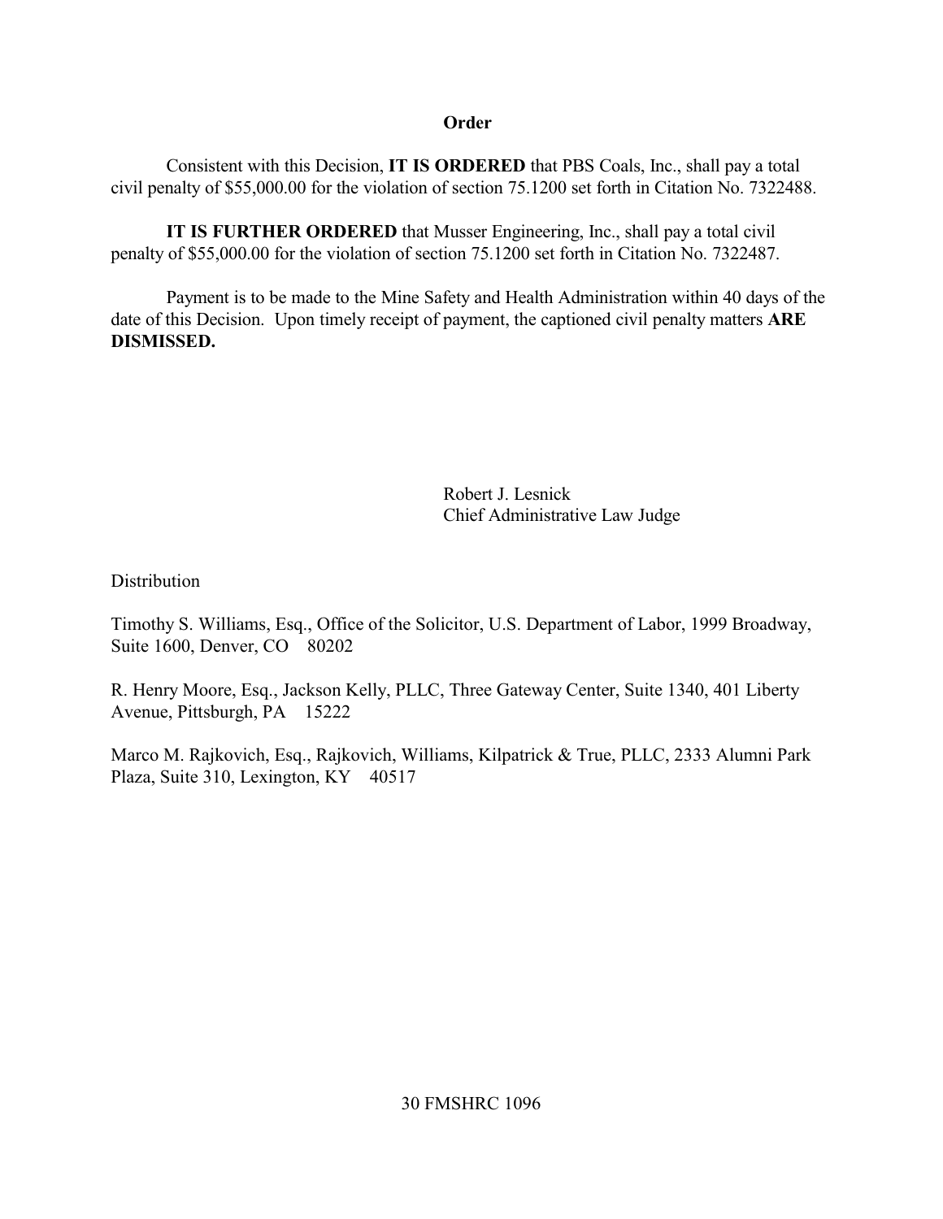## Order

Consistent with this Decision, **IT IS ORDERED** that PBS Coals, Inc., shall pay a total civil penalty of $55,000.00 for the violation of section 75.1200 set forth in Citation No. 7322488.

**IT IS FURTHER ORDERED** that Musser Engineering, Inc., shall pay a total civil penalty of $55,000.00 for the violation of section 75.1200 set forth in Citation No. 7322487.

Payment is to be made to the Mine Safety and Health Administration within 40 days of the date of this Decision. Upon timely receipt of payment, the captioned civil penalty matters **ARE DISMISSED.**

Robert J. Lesnick
Chief Administrative Law Judge

Distribution

Timothy S. Williams, Esq., Office of the Solicitor, U.S. Department of Labor, 1999 Broadway, Suite 1600, Denver, CO 80202

R. Henry Moore, Esq., Jackson Kelly, PLLC, Three Gateway Center, Suite 1340, 401 Liberty Avenue, Pittsburgh, PA 15222

Marco M. Rajkovich, Esq., Rajkovich, Williams, Kilpatrick & True, PLLC, 2333 Alumni Park Plaza, Suite 310, Lexington, KY 40517